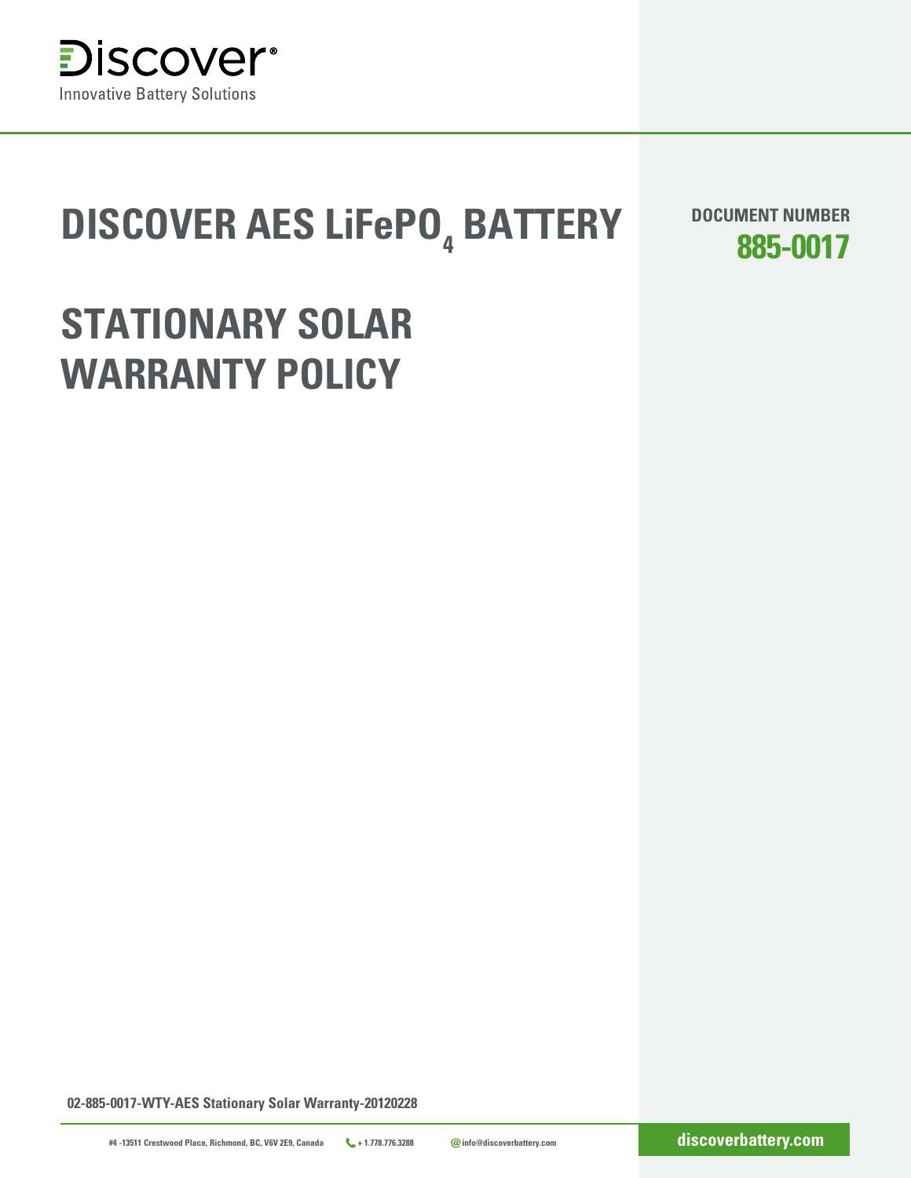Discover®
Innovative Battery Solutions

# DISCOVER AES $LiFePO_4$ BATTERY

DOCUMENT NUMBER
**885-0017**

# STATIONARY SOLAR WARRANTY POLICY

**02-885-0017-WTY-AES Stationary Solar Warranty-20120228**

#4 -13511 Crestwood Place, Richmond, BC, V6V 2E9, Canada + 1.778.776.3288 info@discoverbattery.com **discoverbattery.com**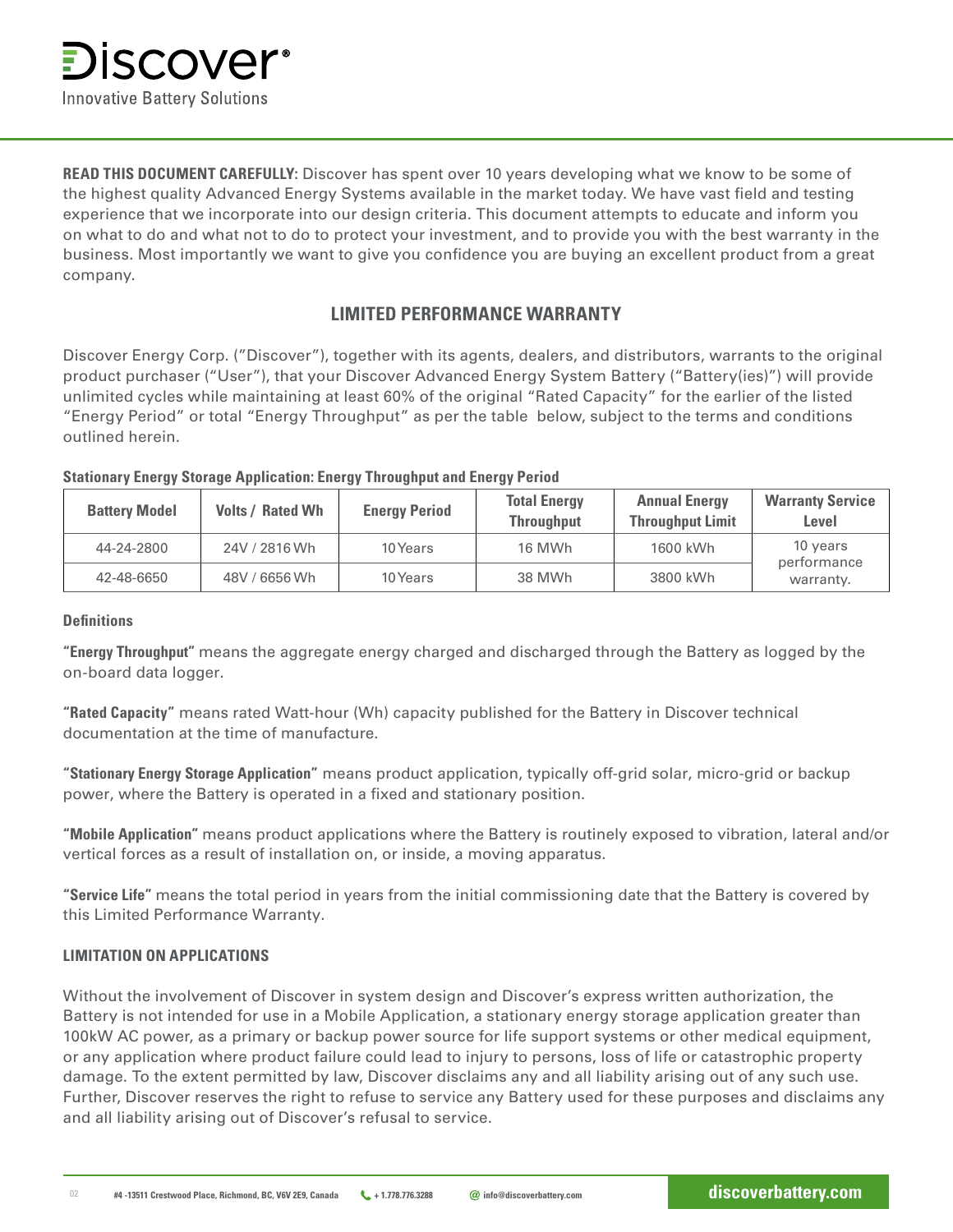**READ THIS DOCUMENT CAREFULLY:** Discover has spent over 10 years developing what we know to be some of the highest quality Advanced Energy Systems available in the market today. We have vast field and testing experience that we incorporate into our design criteria. This document attempts to educate and inform you on what to do and what not to do to protect your investment, and to provide you with the best warranty in the business. Most importantly we want to give you confidence you are buying an excellent product from a great company.

## LIMITED PERFORMANCE WARRANTY

Discover Energy Corp. ("Discover"), together with its agents, dealers, and distributors, warrants to the original product purchaser ("User"), that your Discover Advanced Energy System Battery ("Battery(ies)") will provide unlimited cycles while maintaining at least 60% of the original "Rated Capacity" for the earlier of the listed "Energy Period" or total "Energy Throughput" as per the table below, subject to the terms and conditions outlined herein.

**Stationary Energy Storage Application: Energy Throughput and Energy Period**

| Battery Model | Volts / Rated Wh | Energy Period | Total Energy Throughput | Annual Energy Throughput Limit | Warranty Service Level |
|---|---|---|---|---|---|
| 44-24-2800 | 24V / 2816 Wh | 10 Years | 16 MWh | 1600 kWh | 10 years performance warranty. |
| 42-48-6650 | 48V / 6656 Wh | 10 Years | 38 MWh | 3800 kWh | |

**Definitions**

**"Energy Throughput"** means the aggregate energy charged and discharged through the Battery as logged by the on-board data logger.

**"Rated Capacity"** means rated Watt-hour (Wh) capacity published for the Battery in Discover technical documentation at the time of manufacture.

**"Stationary Energy Storage Application"** means product application, typically off-grid solar, micro-grid or backup power, where the Battery is operated in a fixed and stationary position.

**"Mobile Application"** means product applications where the Battery is routinely exposed to vibration, lateral and/or vertical forces as a result of installation on, or inside, a moving apparatus.

**"Service Life"** means the total period in years from the initial commissioning date that the Battery is covered by this Limited Performance Warranty.

**LIMITATION ON APPLICATIONS**

Without the involvement of Discover in system design and Discover's express written authorization, the Battery is not intended for use in a Mobile Application, a stationary energy storage application greater than 100kW AC power, as a primary or backup power source for life support systems or other medical equipment, or any application where product failure could lead to injury to persons, loss of life or catastrophic property damage. To the extent permitted by law, Discover disclaims any and all liability arising out of any such use. Further, Discover reserves the right to refuse to service any Battery used for these purposes and disclaims any and all liability arising out of Discover's refusal to service.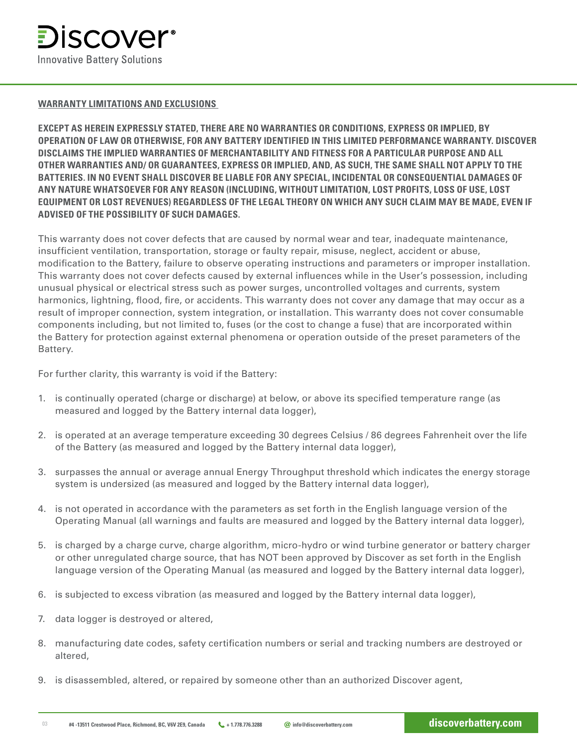## WARRANTY LIMITATIONS AND EXCLUSIONS

**EXCEPT AS HEREIN EXPRESSLY STATED, THERE ARE NO WARRANTIES OR CONDITIONS, EXPRESS OR IMPLIED, BY OPERATION OF LAW OR OTHERWISE, FOR ANY BATTERY IDENTIFIED IN THIS LIMITED PERFORMANCE WARRANTY. DISCOVER DISCLAIMS THE IMPLIED WARRANTIES OF MERCHANTABILITY AND FITNESS FOR A PARTICULAR PURPOSE AND ALL OTHER WARRANTIES AND/ OR GUARANTEES, EXPRESS OR IMPLIED, AND, AS SUCH, THE SAME SHALL NOT APPLY TO THE BATTERIES. IN NO EVENT SHALL DISCOVER BE LIABLE FOR ANY SPECIAL, INCIDENTAL OR CONSEQUENTIAL DAMAGES OF ANY NATURE WHATSOEVER FOR ANY REASON (INCLUDING, WITHOUT LIMITATION, LOST PROFITS, LOSS OF USE, LOST EQUIPMENT OR LOST REVENUES) REGARDLESS OF THE LEGAL THEORY ON WHICH ANY SUCH CLAIM MAY BE MADE, EVEN IF ADVISED OF THE POSSIBILITY OF SUCH DAMAGES.**

This warranty does not cover defects that are caused by normal wear and tear, inadequate maintenance, insufficient ventilation, transportation, storage or faulty repair, misuse, neglect, accident or abuse, modification to the Battery, failure to observe operating instructions and parameters or improper installation. This warranty does not cover defects caused by external influences while in the User's possession, including unusual physical or electrical stress such as power surges, uncontrolled voltages and currents, system harmonics, lightning, flood, fire, or accidents. This warranty does not cover any damage that may occur as a result of improper connection, system integration, or installation. This warranty does not cover consumable components including, but not limited to, fuses (or the cost to change a fuse) that are incorporated within the Battery for protection against external phenomena or operation outside of the preset parameters of the Battery.

For further clarity, this warranty is void if the Battery:

1. is continually operated (charge or discharge) at below, or above its specified temperature range (as measured and logged by the Battery internal data logger),
2. is operated at an average temperature exceeding 30 degrees Celsius / 86 degrees Fahrenheit over the life of the Battery (as measured and logged by the Battery internal data logger),
3. surpasses the annual or average annual Energy Throughput threshold which indicates the energy storage system is undersized (as measured and logged by the Battery internal data logger),
4. is not operated in accordance with the parameters as set forth in the English language version of the Operating Manual (all warnings and faults are measured and logged by the Battery internal data logger),
5. is charged by a charge curve, charge algorithm, micro-hydro or wind turbine generator or battery charger or other unregulated charge source, that has NOT been approved by Discover as set forth in the English language version of the Operating Manual (as measured and logged by the Battery internal data logger),
6. is subjected to excess vibration (as measured and logged by the Battery internal data logger),
7. data logger is destroyed or altered,
8. manufacturing date codes, safety certification numbers or serial and tracking numbers are destroyed or altered,
9. is disassembled, altered, or repaired by someone other than an authorized Discover agent,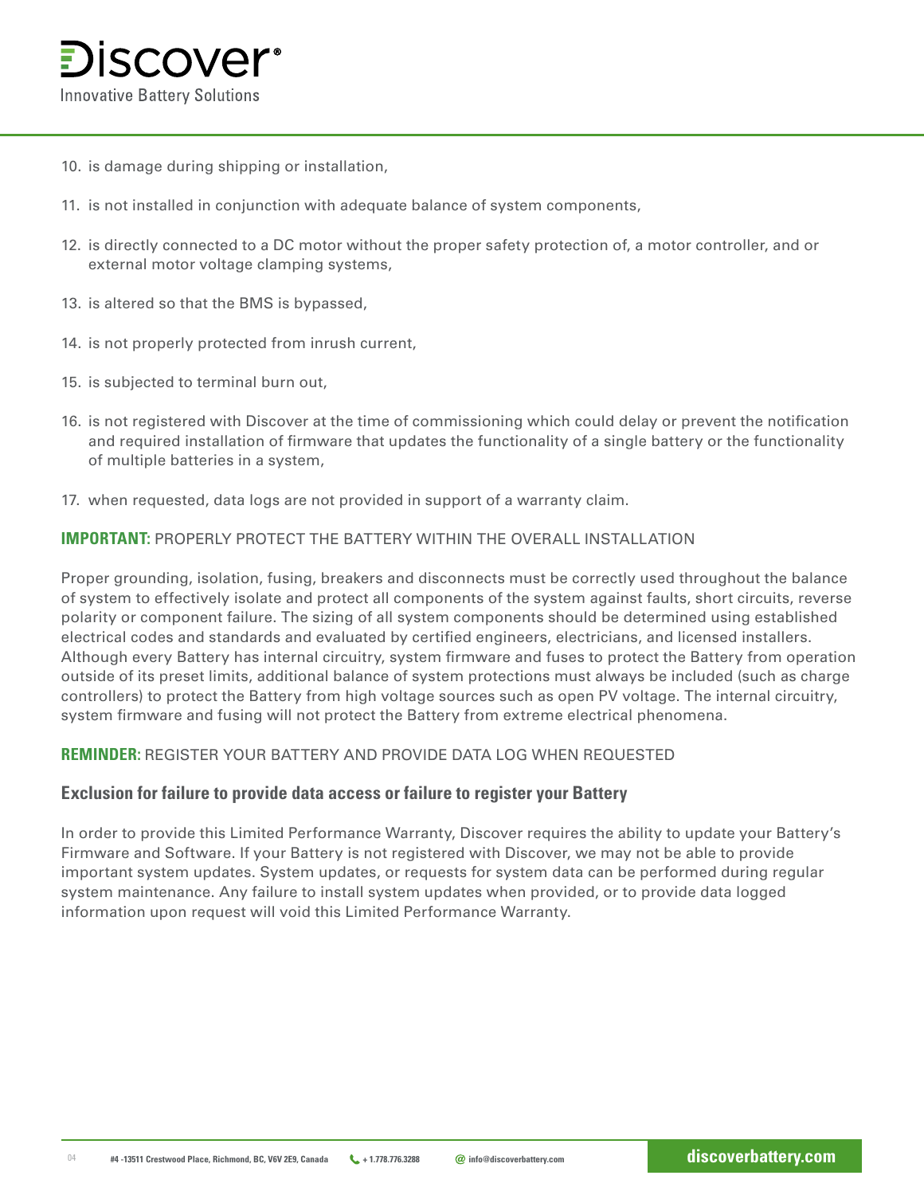10. is damage during shipping or installation,
11. is not installed in conjunction with adequate balance of system components,
12. is directly connected to a DC motor without the proper safety protection of, a motor controller, and or external motor voltage clamping systems,
13. is altered so that the BMS is bypassed,
14. is not properly protected from inrush current,
15. is subjected to terminal burn out,
16. is not registered with Discover at the time of commissioning which could delay or prevent the notification and required installation of firmware that updates the functionality of a single battery or the functionality of multiple batteries in a system,
17. when requested, data logs are not provided in support of a warranty claim.

**IMPORTANT:** PROPERLY PROTECT THE BATTERY WITHIN THE OVERALL INSTALLATION

Proper grounding, isolation, fusing, breakers and disconnects must be correctly used throughout the balance of system to effectively isolate and protect all components of the system against faults, short circuits, reverse polarity or component failure. The sizing of all system components should be determined using established electrical codes and standards and evaluated by certified engineers, electricians, and licensed installers. Although every Battery has internal circuitry, system firmware and fuses to protect the Battery from operation outside of its preset limits, additional balance of system protections must always be included (such as charge controllers) to protect the Battery from high voltage sources such as open PV voltage. The internal circuitry, system firmware and fusing will not protect the Battery from extreme electrical phenomena.

**REMINDER:** REGISTER YOUR BATTERY AND PROVIDE DATA LOG WHEN REQUESTED

### Exclusion for failure to provide data access or failure to register your Battery

In order to provide this Limited Performance Warranty, Discover requires the ability to update your Battery's Firmware and Software. If your Battery is not registered with Discover, we may not be able to provide important system updates. System updates, or requests for system data can be performed during regular system maintenance. Any failure to install system updates when provided, or to provide data logged information upon request will void this Limited Performance Warranty.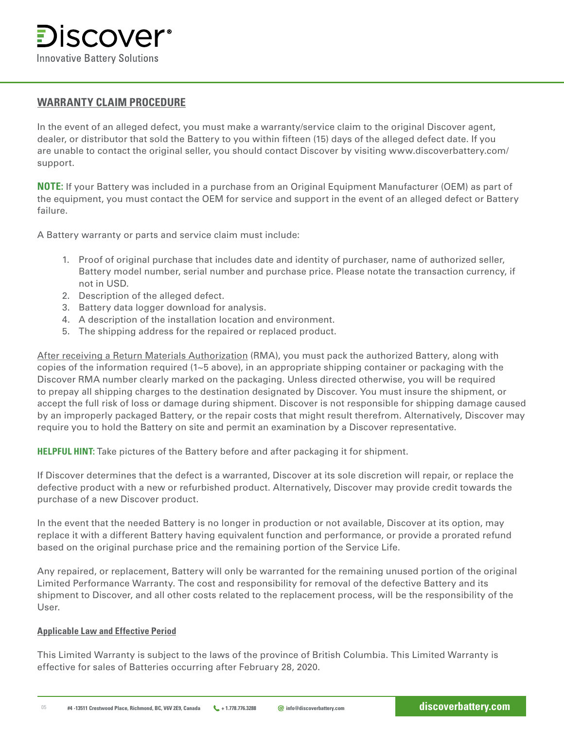## WARRANTY CLAIM PROCEDURE

In the event of an alleged defect, you must make a warranty/service claim to the original Discover agent, dealer, or distributor that sold the Battery to you within fifteen (15) days of the alleged defect date. If you are unable to contact the original seller, you should contact Discover by visiting www.discoverbattery.com/support.

**NOTE:** If your Battery was included in a purchase from an Original Equipment Manufacturer (OEM) as part of the equipment, you must contact the OEM for service and support in the event of an alleged defect or Battery failure.

A Battery warranty or parts and service claim must include:

1. Proof of original purchase that includes date and identity of purchaser, name of authorized seller, Battery model number, serial number and purchase price. Please notate the transaction currency, if not in USD.
2. Description of the alleged defect.
3. Battery data logger download for analysis.
4. A description of the installation location and environment.
5. The shipping address for the repaired or replaced product.

After receiving a Return Materials Authorization (RMA), you must pack the authorized Battery, along with copies of the information required (1~5 above), in an appropriate shipping container or packaging with the Discover RMA number clearly marked on the packaging. Unless directed otherwise, you will be required to prepay all shipping charges to the destination designated by Discover. You must insure the shipment, or accept the full risk of loss or damage during shipment. Discover is not responsible for shipping damage caused by an improperly packaged Battery, or the repair costs that might result therefrom. Alternatively, Discover may require you to hold the Battery on site and permit an examination by a Discover representative.

**HELPFUL HINT:** Take pictures of the Battery before and after packaging it for shipment.

If Discover determines that the defect is a warranted, Discover at its sole discretion will repair, or replace the defective product with a new or refurbished product. Alternatively, Discover may provide credit towards the purchase of a new Discover product.

In the event that the needed Battery is no longer in production or not available, Discover at its option, may replace it with a different Battery having equivalent function and performance, or provide a prorated refund based on the original purchase price and the remaining portion of the Service Life.

Any repaired, or replacement, Battery will only be warranted for the remaining unused portion of the original Limited Performance Warranty. The cost and responsibility for removal of the defective Battery and its shipment to Discover, and all other costs related to the replacement process, will be the responsibility of the User.

### Applicable Law and Effective Period

This Limited Warranty is subject to the laws of the province of British Columbia. This Limited Warranty is effective for sales of Batteries occurring after February 28, 2020.